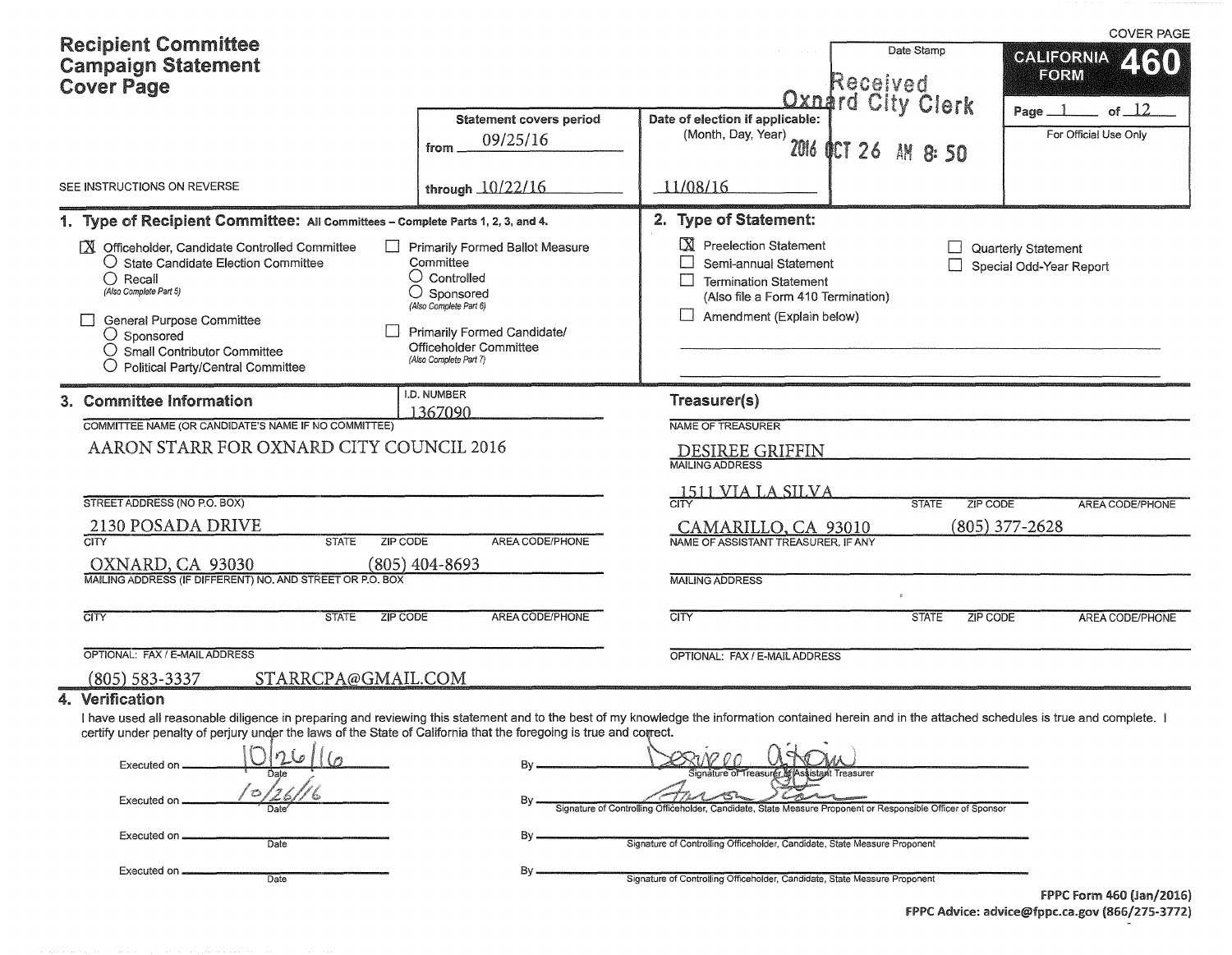# Recipient Committee Campaign Statement Cover Page

COVER PAGE

**CALIFORNIA FORM 460**

Page 1 of 12

For Official Use Only

Date Stamp: Received Oxnard City Clerk 2016 OCT 26 AM 8:50

SEE INSTRUCTIONS ON REVERSE

**Statement covers period**
from 09/25/16
through 10/22/16

**Date of election if applicable:** (Month, Day, Year)
11/08/16

## 1. Type of Recipient Committee: All Committees – Complete Parts 1, 2, 3, and 4.

- [X] Officeholder, Candidate Controlled Committee
  - ○ State Candidate Election Committee
  - ○ Recall (Also Complete Part 5)
- [ ] General Purpose Committee
  - ○ Sponsored
  - ○ Small Contributor Committee
  - ○ Political Party/Central Committee
- [ ] Primarily Formed Ballot Measure Committee
  - ○ Controlled
  - ○ Sponsored (Also Complete Part 6)
- [ ] Primarily Formed Candidate/Officeholder Committee (Also Complete Part 7)

## 2. Type of Statement:

- [X] Preelection Statement
- [ ] Semi-annual Statement
- [ ] Termination Statement (Also file a Form 410 Termination)
- [ ] Amendment (Explain below)
- [ ] Quarterly Statement
- [ ] Special Odd-Year Report

## 3. Committee Information

I.D. NUMBER: 1367090

COMMITTEE NAME (OR CANDIDATE'S NAME IF NO COMMITTEE): AARON STARR FOR OXNARD CITY COUNCIL 2016

STREET ADDRESS (NO P.O. BOX): 2130 POSADA DRIVE

CITY / STATE / ZIP CODE / AREA CODE/PHONE: OXNARD, CA 93030 (805) 404-8693

MAILING ADDRESS (IF DIFFERENT) NO. AND STREET OR P.O. BOX:

CITY / STATE / ZIP CODE / AREA CODE/PHONE:

OPTIONAL: FAX / E-MAIL ADDRESS: (805) 583-3337 STARRCPA@GMAIL.COM

### Treasurer(s)

NAME OF TREASURER: DESIREE GRIFFIN

MAILING ADDRESS: 1511 VIA LA SILVA

CITY / STATE / ZIP CODE / AREA CODE/PHONE: CAMARILLO, CA 93010 (805) 377-2628

NAME OF ASSISTANT TREASURER, IF ANY:

MAILING ADDRESS:

CITY / STATE / ZIP CODE / AREA CODE/PHONE:

OPTIONAL: FAX / E-MAIL ADDRESS:

## 4. Verification

I have used all reasonable diligence in preparing and reviewing this statement and to the best of my knowledge the information contained herein and in the attached schedules is true and complete. I certify under penalty of perjury under the laws of the State of California that the foregoing is true and correct.

Executed on 10/26/16 By [signature] Signature of Treasurer or Assistant Treasurer

Executed on 10/26/16 By [signature] Signature of Controlling Officeholder, Candidate, State Measure Proponent or Responsible Officer of Sponsor

Executed on ______ Date By ______ Signature of Controlling Officeholder, Candidate, State Measure Proponent

Executed on ______ Date By ______ Signature of Controlling Officeholder, Candidate, State Measure Proponent

FPPC Form 460 (Jan/2016)
FPPC Advice: advice@fppc.ca.gov (866/275-3772)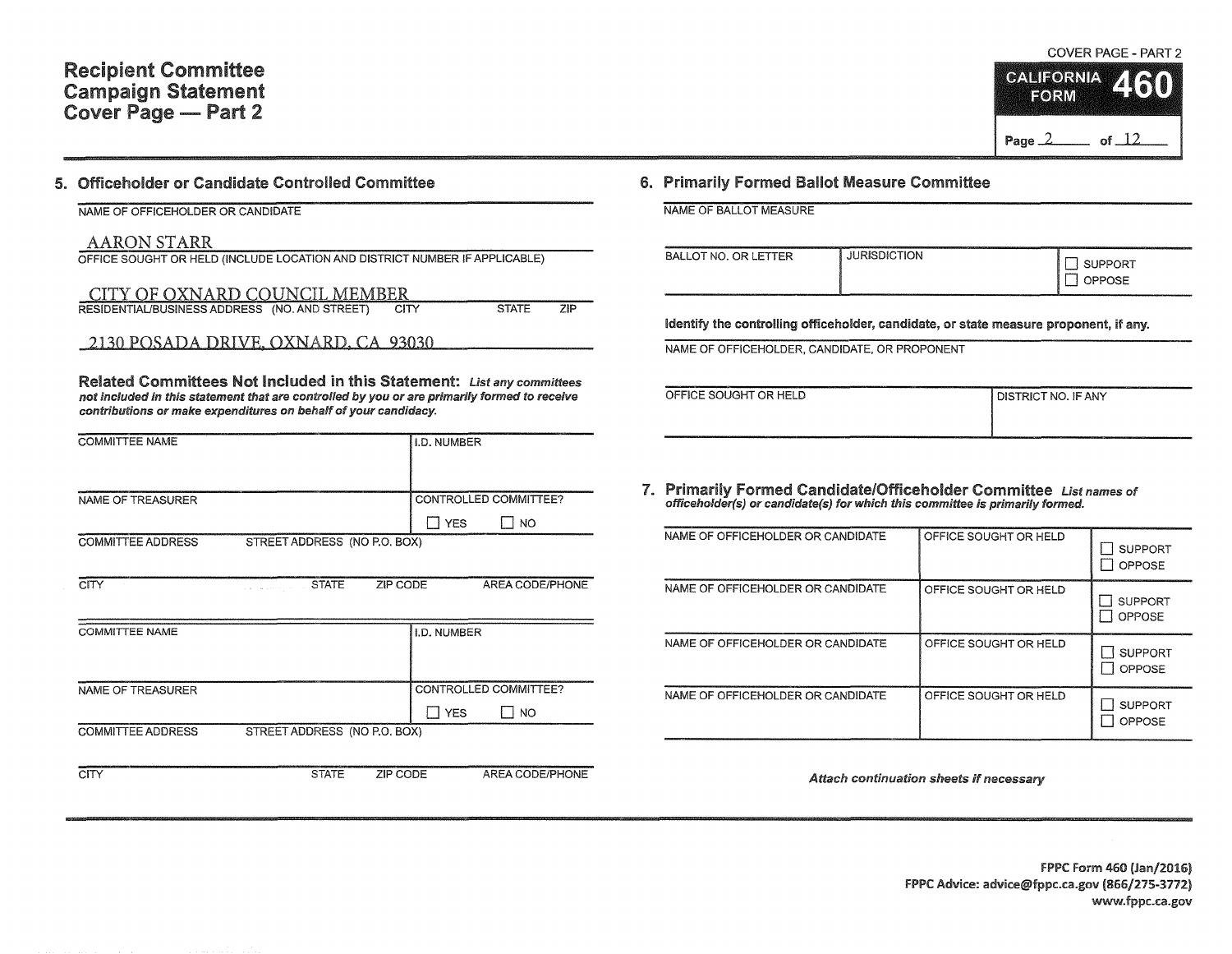# Recipient Committee Campaign Statement Cover Page — Part 2

COVER PAGE - PART 2

CALIFORNIA FORM 460

Page 2 of 12

## 5. Officeholder or Candidate Controlled Committee

NAME OF OFFICEHOLDER OR CANDIDATE

AARON STARR

OFFICE SOUGHT OR HELD (INCLUDE LOCATION AND DISTRICT NUMBER IF APPLICABLE)

CITY OF OXNARD COUNCIL MEMBER

RESIDENTIAL/BUSINESS ADDRESS (NO. AND STREET) CITY STATE ZIP

2130 POSADA DRIVE, OXNARD, CA 93030

**Related Committees Not Included in this Statement:** *List any committees not included in this statement that are controlled by you or are primarily formed to receive contributions or make expenditures on behalf of your candidacy.*

| COMMITTEE NAME | | | I.D. NUMBER |
|---|---|---|---|
| | | | |
| NAME OF TREASURER | | | CONTROLLED COMMITTEE? ☐ YES ☐ NO |
| COMMITTEE ADDRESS | STREET ADDRESS (NO P.O. BOX) | | |
| CITY | STATE | ZIP CODE | AREA CODE/PHONE |

| COMMITTEE NAME | | | I.D. NUMBER |
|---|---|---|---|
| | | | |
| NAME OF TREASURER | | | CONTROLLED COMMITTEE? ☐ YES ☐ NO |
| COMMITTEE ADDRESS | STREET ADDRESS (NO P.O. BOX) | | |
| CITY | STATE | ZIP CODE | AREA CODE/PHONE |

## 6. Primarily Formed Ballot Measure Committee

NAME OF BALLOT MEASURE

| BALLOT NO. OR LETTER | JURISDICTION | ☐ SUPPORT ☐ OPPOSE |
|---|---|---|
| | | |

**Identify the controlling officeholder, candidate, or state measure proponent, if any.**

NAME OF OFFICEHOLDER, CANDIDATE, OR PROPONENT

| OFFICE SOUGHT OR HELD | DISTRICT NO. IF ANY |
|---|---|
| | |

## 7. Primarily Formed Candidate/Officeholder Committee

*List names of officeholder(s) or candidate(s) for which this committee is primarily formed.*

| NAME OF OFFICEHOLDER OR CANDIDATE | OFFICE SOUGHT OR HELD | |
|---|---|---|
| | | ☐ SUPPORT ☐ OPPOSE |
| NAME OF OFFICEHOLDER OR CANDIDATE | OFFICE SOUGHT OR HELD | ☐ SUPPORT ☐ OPPOSE |
| NAME OF OFFICEHOLDER OR CANDIDATE | OFFICE SOUGHT OR HELD | ☐ SUPPORT ☐ OPPOSE |
| NAME OF OFFICEHOLDER OR CANDIDATE | OFFICE SOUGHT OR HELD | ☐ SUPPORT ☐ OPPOSE |

*Attach continuation sheets if necessary*

FPPC Form 460 (Jan/2016)
FPPC Advice: advice@fppc.ca.gov (866/275-3772)
www.fppc.ca.gov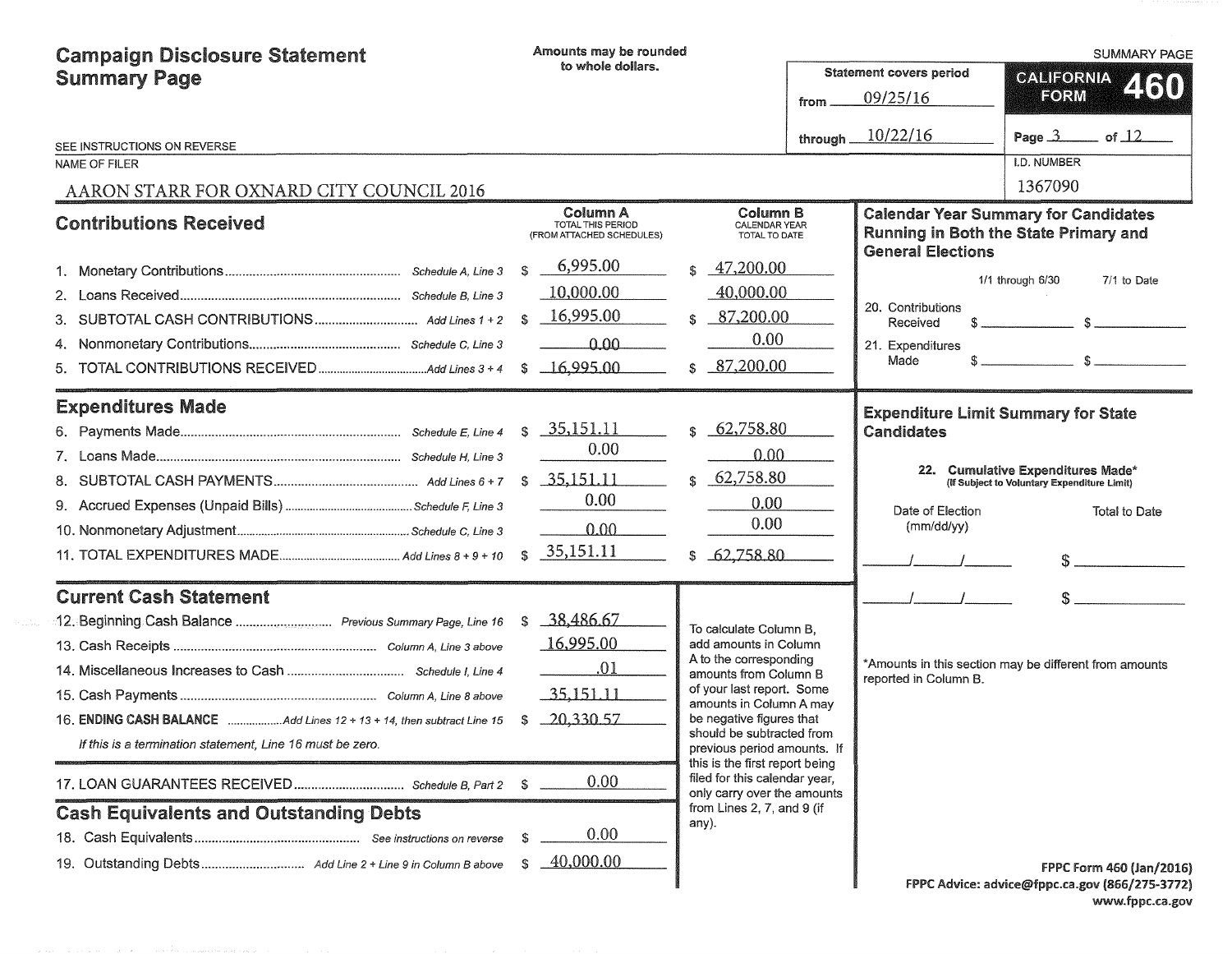# Campaign Disclosure Statement Summary Page

Amounts may be rounded to whole dollars.

SEE INSTRUCTIONS ON REVERSE

Statement covers period from 09/25/16 through 10/22/16

CALIFORNIA FORM 460 — SUMMARY PAGE

NAME OF FILER: AARON STARR FOR OXNARD CITY COUNCIL 2016

I.D. NUMBER: 1367090

## Contributions Received

| | | Column A TOTAL THIS PERIOD (FROM ATTACHED SCHEDULES) | Column B CALENDAR YEAR TOTAL TO DATE |
|---|---|---|---|
| 1. Monetary Contributions | Schedule A, Line 3 | $ 6,995.00 | $ 47,200.00 |
| 2. Loans Received | Schedule B, Line 3 | 10,000.00 | 40,000.00 |
| 3. SUBTOTAL CASH CONTRIBUTIONS | Add Lines 1 + 2 | $ 16,995.00 | $ 87,200.00 |
| 4. Nonmonetary Contributions | Schedule C, Line 3 | 0.00 | 0.00 |
| 5. TOTAL CONTRIBUTIONS RECEIVED | Add Lines 3 + 4 | $ 16,995.00 | $ 87,200.00 |

## Expenditures Made

| | | Column A | Column B |
|---|---|---|---|
| 6. Payments Made | Schedule E, Line 4 | $ 35,151.11 | $ 62,758.80 |
| 7. Loans Made | Schedule H, Line 3 | 0.00 | 0.00 |
| 8. SUBTOTAL CASH PAYMENTS | Add Lines 6 + 7 | $ 35,151.11 | $ 62,758.80 |
| 9. Accrued Expenses (Unpaid Bills) | Schedule F, Line 3 | 0.00 | 0.00 |
| 10. Nonmonetary Adjustment | Schedule C, Line 3 | 0.00 | 0.00 |
| 11. TOTAL EXPENDITURES MADE | Add Lines 8 + 9 + 10 | $ 35,151.11 | $ 62,758.80 |

## Current Cash Statement

| | | |
|---|---|---|
| 12. Beginning Cash Balance | Previous Summary Page, Line 16 | $ 38,486.67 |
| 13. Cash Receipts | Column A, Line 3 above | 16,995.00 |
| 14. Miscellaneous Increases to Cash | Schedule I, Line 4 | .01 |
| 15. Cash Payments | Column A, Line 8 above | 35,151.11 |
| 16. **ENDING CASH BALANCE** | Add Lines 12 + 13 + 14, then subtract Line 15 | $ 20,330.57 |

*If this is a termination statement, Line 16 must be zero.*

| | | |
|---|---|---|
| 17. LOAN GUARANTEES RECEIVED | Schedule B, Part 2 | $ 0.00 |

To calculate Column B, add amounts in Column A to the corresponding amounts from Column B of your last report. Some amounts in Column A may be negative figures that should be subtracted from previous period amounts. If this is the first report being filed for this calendar year, only carry over the amounts from Lines 2, 7, and 9 (if any).

## Cash Equivalents and Outstanding Debts

| | | |
|---|---|---|
| 18. Cash Equivalents | See instructions on reverse | $ 0.00 |
| 19. Outstanding Debts | Add Line 2 + Line 9 in Column B above | $ 40,000.00 |

## Calendar Year Summary for Candidates Running in Both the State Primary and General Elections

| | 1/1 through 6/30 | 7/1 to Date |
|---|---|---|
| 20. Contributions Received | $ | $ |
| 21. Expenditures Made | $ | $ |

## Expenditure Limit Summary for State Candidates

22. Cumulative Expenditures Made* (If Subject to Voluntary Expenditure Limit)

| Date of Election (mm/dd/yy) | Total to Date |
|---|---|
| / / | $ |
| / / | $ |

*Amounts in this section may be different from amounts reported in Column B.

FPPC Form 460 (Jan/2016)
FPPC Advice: advice@fppc.ca.gov (866/275-3772)
www.fppc.ca.gov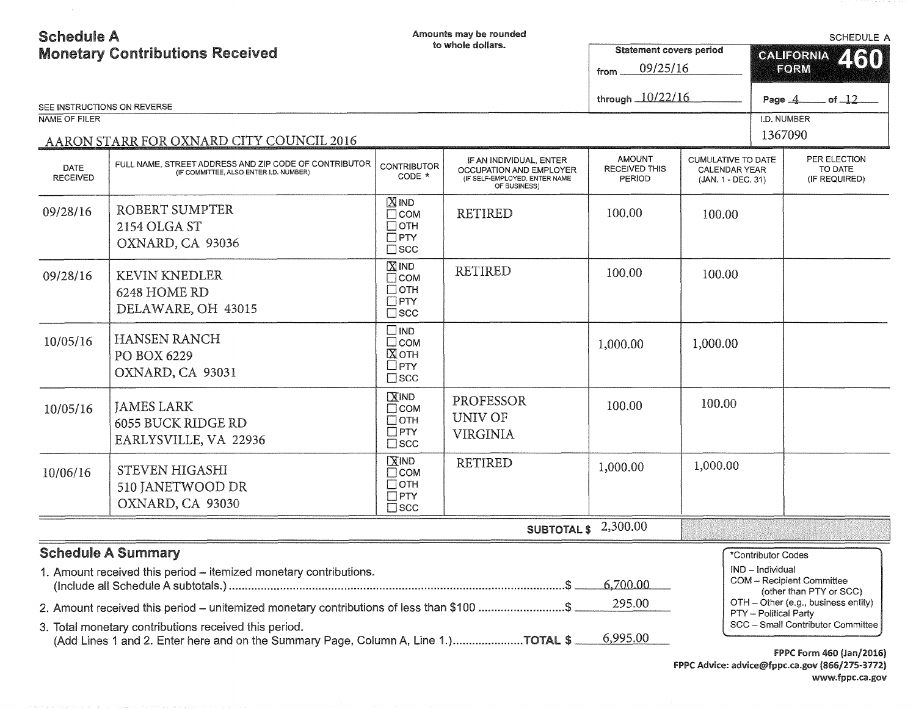# Schedule A
## Monetary Contributions Received

Amounts may be rounded to whole dollars.

SCHEDULE A

**CALIFORNIA FORM 460**

Statement covers period from 09/25/16 through 10/22/16

SEE INSTRUCTIONS ON REVERSE

NAME OF FILER: AARON STARR FOR OXNARD CITY COUNCIL 2016

I.D. NUMBER: 1367090

| DATE RECEIVED | FULL NAME, STREET ADDRESS AND ZIP CODE OF CONTRIBUTOR (IF COMMITTEE, ALSO ENTER I.D. NUMBER) | CONTRIBUTOR CODE * | IF AN INDIVIDUAL, ENTER OCCUPATION AND EMPLOYER (IF SELF-EMPLOYED, ENTER NAME OF BUSINESS) | AMOUNT RECEIVED THIS PERIOD | CUMULATIVE TO DATE CALENDAR YEAR (JAN. 1 - DEC. 31) | PER ELECTION TO DATE (IF REQUIRED) |
|---|---|---|---|---|---|---|
| 09/28/16 | ROBERT SUMPTER<br>2154 OLGA ST<br>OXNARD, CA 93036 | [X] IND<br>[ ] COM<br>[ ] OTH<br>[ ] PTY<br>[ ] SCC | RETIRED | 100.00 | 100.00 | |
| 09/28/16 | KEVIN KNEDLER<br>6248 HOME RD<br>DELAWARE, OH 43015 | [X] IND<br>[ ] COM<br>[ ] OTH<br>[ ] PTY<br>[ ] SCC | RETIRED | 100.00 | 100.00 | |
| 10/05/16 | HANSEN RANCH<br>PO BOX 6229<br>OXNARD, CA 93031 | [ ] IND<br>[ ] COM<br>[X] OTH<br>[ ] PTY<br>[ ] SCC | | 1,000.00 | 1,000.00 | |
| 10/05/16 | JAMES LARK<br>6055 BUCK RIDGE RD<br>EARLYSVILLE, VA 22936 | [X] IND<br>[ ] COM<br>[ ] OTH<br>[ ] PTY<br>[ ] SCC | PROFESSOR<br>UNIV OF<br>VIRGINIA | 100.00 | 100.00 | |
| 10/06/16 | STEVEN HIGASHI<br>510 JANETWOOD DR<br>OXNARD, CA 93030 | [X] IND<br>[ ] COM<br>[ ] OTH<br>[ ] PTY<br>[ ] SCC | RETIRED | 1,000.00 | 1,000.00 | |
| | | | **SUBTOTAL $** | 2,300.00 | | |

## Schedule A Summary

1. Amount received this period – itemized monetary contributions. (Include all Schedule A subtotals.) ........ $ 6,700.00
2. Amount received this period – unitemized monetary contributions of less than $100 ........ $ 295.00
3. Total monetary contributions received this period. (Add Lines 1 and 2. Enter here and on the Summary Page, Column A, Line 1.) ........ **TOTAL $** 6,995.00

*Contributor Codes
- IND – Individual
- COM – Recipient Committee (other than PTY or SCC)
- OTH – Other (e.g., business entity)
- PTY – Political Party
- SCC – Small Contributor Committee

**FPPC Form 460 (Jan/2016)**
**FPPC Advice: advice@fppc.ca.gov (866/275-3772)**
**www.fppc.ca.gov**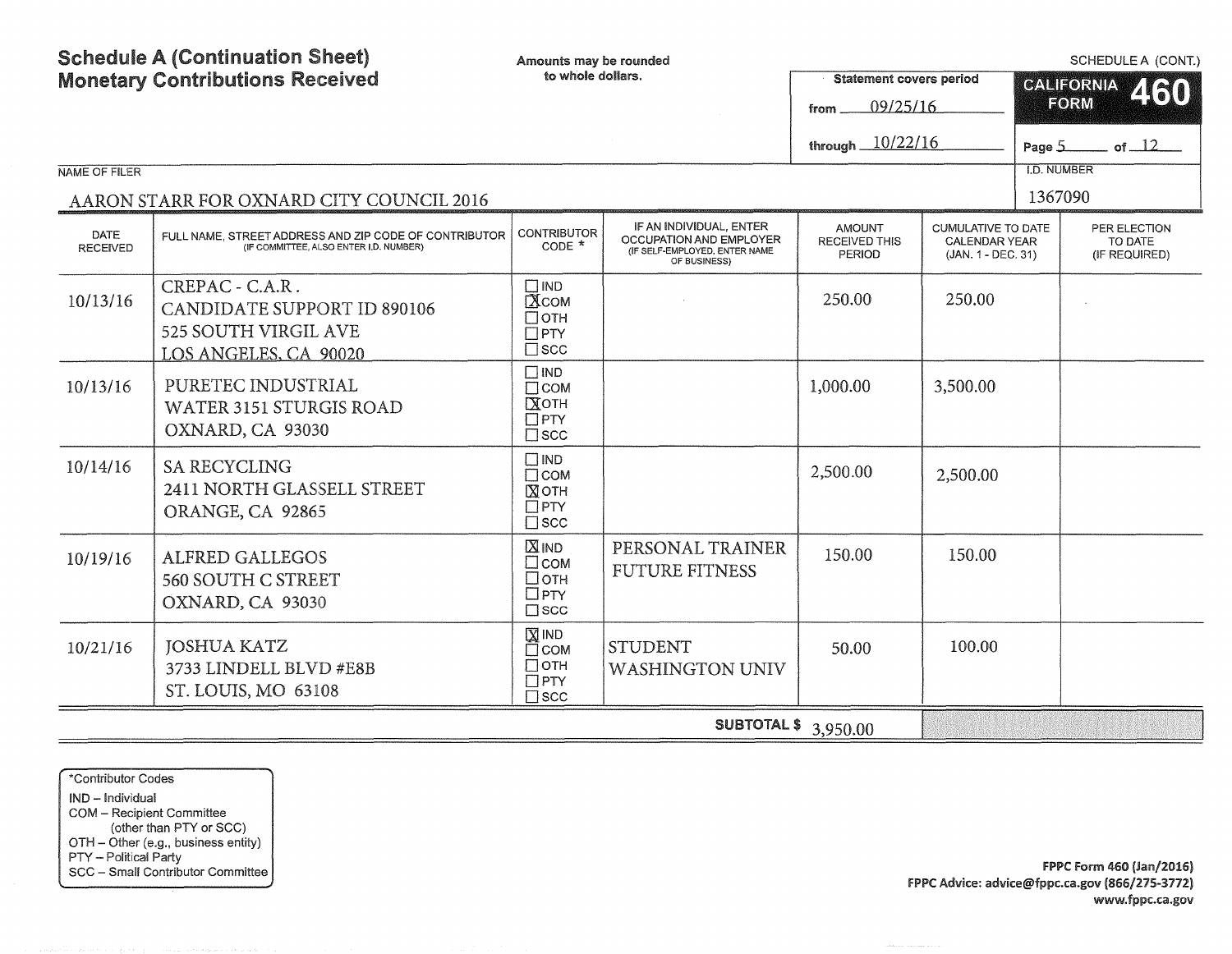# Schedule A (Continuation Sheet)
# Monetary Contributions Received

Amounts may be rounded to whole dollars.

SCHEDULE A (CONT.)

**CALIFORNIA FORM 460**

Statement covers period from 09/25/16 through 10/22/16

Page 5 of 12

NAME OF FILER: AARON STARR FOR OXNARD CITY COUNCIL 2016

I.D. NUMBER: 1367090

| DATE RECEIVED | FULL NAME, STREET ADDRESS AND ZIP CODE OF CONTRIBUTOR (IF COMMITTEE, ALSO ENTER I.D. NUMBER) | CONTRIBUTOR CODE * | IF AN INDIVIDUAL, ENTER OCCUPATION AND EMPLOYER (IF SELF-EMPLOYED, ENTER NAME OF BUSINESS) | AMOUNT RECEIVED THIS PERIOD | CUMULATIVE TO DATE CALENDAR YEAR (JAN. 1 - DEC. 31) | PER ELECTION TO DATE (IF REQUIRED) |
|---|---|---|---|---|---|---|
| 10/13/16 | CREPAC - C.A.R. CANDIDATE SUPPORT ID 890106 525 SOUTH VIRGIL AVE LOS ANGELES, CA 90020 | ☐ IND ☒ COM ☐ OTH ☐ PTY ☐ SCC | | 250.00 | 250.00 | |
| 10/13/16 | PURETEC INDUSTRIAL WATER 3151 STURGIS ROAD OXNARD, CA 93030 | ☐ IND ☐ COM ☒ OTH ☐ PTY ☐ SCC | | 1,000.00 | 3,500.00 | |
| 10/14/16 | SA RECYCLING 2411 NORTH GLASSELL STREET ORANGE, CA 92865 | ☐ IND ☐ COM ☒ OTH ☐ PTY ☐ SCC | | 2,500.00 | 2,500.00 | |
| 10/19/16 | ALFRED GALLEGOS 560 SOUTH C STREET OXNARD, CA 93030 | ☒ IND ☐ COM ☐ OTH ☐ PTY ☐ SCC | PERSONAL TRAINER FUTURE FITNESS | 150.00 | 150.00 | |
| 10/21/16 | JOSHUA KATZ 3733 LINDELL BLVD #E8B ST. LOUIS, MO 63108 | ☒ IND ☐ COM ☐ OTH ☐ PTY ☐ SCC | STUDENT WASHINGTON UNIV | 50.00 | 100.00 | |
| | | | SUBTOTAL $ | 3,950.00 | | |

*Contributor Codes
IND – Individual
COM – Recipient Committee (other than PTY or SCC)
OTH – Other (e.g., business entity)
PTY – Political Party
SCC – Small Contributor Committee

FPPC Form 460 (Jan/2016)
FPPC Advice: advice@fppc.ca.gov (866/275-3772)
www.fppc.ca.gov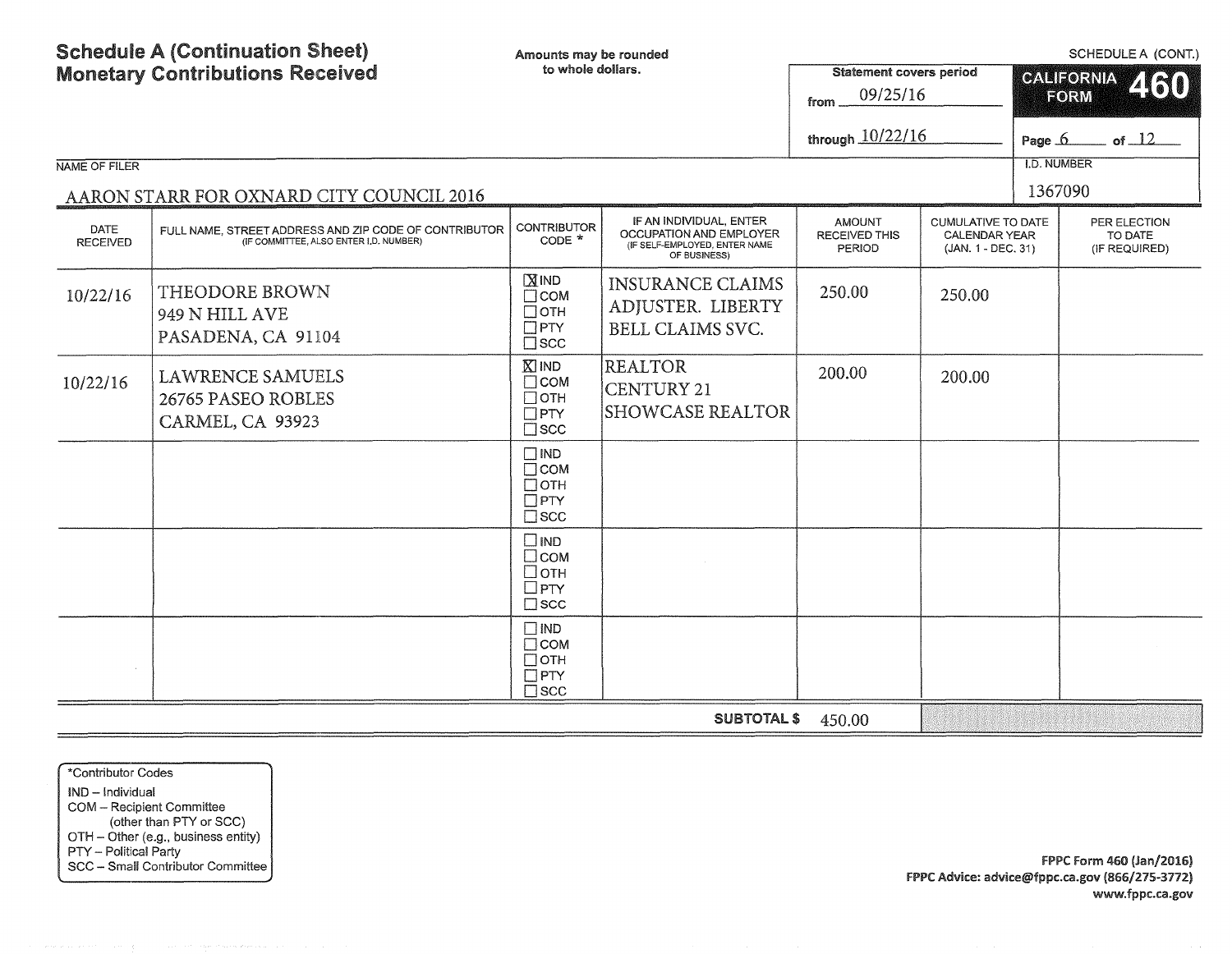# Schedule A (Continuation Sheet)
# Monetary Contributions Received

Amounts may be rounded to whole dollars.

SCHEDULE A (CONT.)

**CALIFORNIA FORM 460**

Statement covers period from 09/25/16 through 10/22/16

NAME OF FILER: AARON STARR FOR OXNARD CITY COUNCIL 2016

I.D. NUMBER: 1367090

| DATE RECEIVED | FULL NAME, STREET ADDRESS AND ZIP CODE OF CONTRIBUTOR (IF COMMITTEE, ALSO ENTER I.D. NUMBER) | CONTRIBUTOR CODE * | IF AN INDIVIDUAL, ENTER OCCUPATION AND EMPLOYER (IF SELF-EMPLOYED, ENTER NAME OF BUSINESS) | AMOUNT RECEIVED THIS PERIOD | CUMULATIVE TO DATE CALENDAR YEAR (JAN. 1 - DEC. 31) | PER ELECTION TO DATE (IF REQUIRED) |
|---|---|---|---|---|---|---|
| 10/22/16 | THEODORE BROWN<br>949 N HILL AVE<br>PASADENA, CA 91104 | ☒ IND<br>☐ COM<br>☐ OTH<br>☐ PTY<br>☐ SCC | INSURANCE CLAIMS ADJUSTER. LIBERTY BELL CLAIMS SVC. | 250.00 | 250.00 | |
| 10/22/16 | LAWRENCE SAMUELS<br>26765 PASEO ROBLES<br>CARMEL, CA 93923 | ☒ IND<br>☐ COM<br>☐ OTH<br>☐ PTY<br>☐ SCC | REALTOR<br>CENTURY 21<br>SHOWCASE REALTOR | 200.00 | 200.00 | |
| | | ☐ IND<br>☐ COM<br>☐ OTH<br>☐ PTY<br>☐ SCC | | | | |
| | | ☐ IND<br>☐ COM<br>☐ OTH<br>☐ PTY<br>☐ SCC | | | | |
| | | ☐ IND<br>☐ COM<br>☐ OTH<br>☐ PTY<br>☐ SCC | | | | |
| | | | **SUBTOTAL $** | 450.00 | | |

*Contributor Codes
- IND – Individual
- COM – Recipient Committee (other than PTY or SCC)
- OTH – Other (e.g., business entity)
- PTY – Political Party
- SCC – Small Contributor Committee

FPPC Form 460 (Jan/2016)
FPPC Advice: advice@fppc.ca.gov (866/275-3772)
www.fppc.ca.gov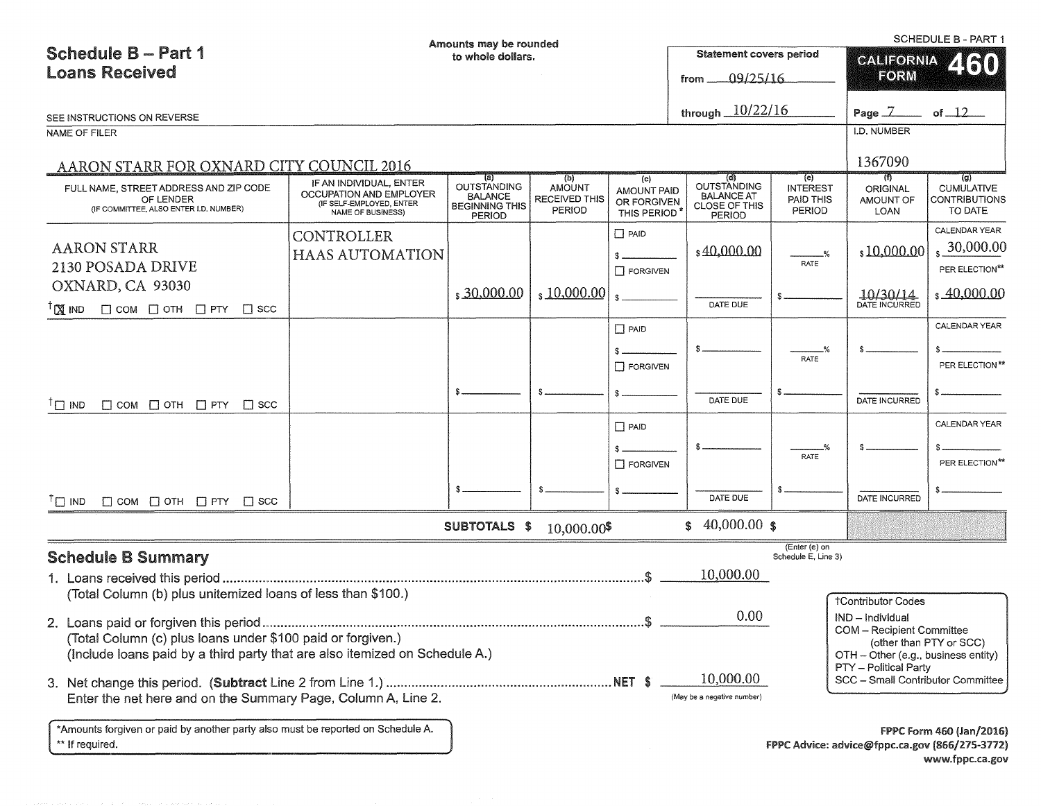# Schedule B – Part 1
## Loans Received

Amounts may be rounded to whole dollars.

SCHEDULE B - PART 1

**CALIFORNIA FORM 460**

Statement covers period from 09/25/16 through 10/22/16

SEE INSTRUCTIONS ON REVERSE

NAME OF FILER: AARON STARR FOR OXNARD CITY COUNCIL 2016

I.D. NUMBER: 1367090

| FULL NAME, STREET ADDRESS AND ZIP CODE OF LENDER (IF COMMITTEE, ALSO ENTER I.D. NUMBER) | IF AN INDIVIDUAL, ENTER OCCUPATION AND EMPLOYER (IF SELF-EMPLOYED, ENTER NAME OF BUSINESS) | (a) OUTSTANDING BALANCE BEGINNING THIS PERIOD | (b) AMOUNT RECEIVED THIS PERIOD | (c) AMOUNT PAID OR FORGIVEN THIS PERIOD* | (d) OUTSTANDING BALANCE AT CLOSE OF THIS PERIOD | (e) INTEREST PAID THIS PERIOD | (f) ORIGINAL AMOUNT OF LOAN | (g) CUMULATIVE CONTRIBUTIONS TO DATE |
|---|---|---|---|---|---|---|---|---|
| AARON STARR<br>2130 POSADA DRIVE<br>OXNARD, CA 93030<br>†[X] IND [ ] COM [ ] OTH [ ] PTY [ ] SCC | CONTROLLER<br>HAAS AUTOMATION | $ 30,000.00 | $ 10,000.00 | [ ] PAID $<br>[ ] FORGIVEN $ | $ 40,000.00<br>DATE DUE: | RATE: ____%<br>$ | $ 10,000.00<br>DATE INCURRED: 10/30/14 | CALENDAR YEAR $ 30,000.00<br>PER ELECTION** $ 40,000.00 |
| †[ ] IND [ ] COM [ ] OTH [ ] PTY [ ] SCC | | $ | $ | [ ] PAID $<br>[ ] FORGIVEN $ | $<br>DATE DUE: | RATE: ____%<br>$ | $<br>DATE INCURRED: | CALENDAR YEAR $<br>PER ELECTION** $ |
| †[ ] IND [ ] COM [ ] OTH [ ] PTY [ ] SCC | | $ | $ | [ ] PAID $<br>[ ] FORGIVEN $ | $<br>DATE DUE: | RATE: ____%<br>$ | $<br>DATE INCURRED: | CALENDAR YEAR $<br>PER ELECTION** $ |
| | | SUBTOTALS $ | 10,000.00 | $ | $ 40,000.00 | $ (Enter (e) on Schedule E, Line 3) | | |

## Schedule B Summary

1. Loans received this period ............ $ 10,000.00
   (Total Column (b) plus unitemized loans of less than $100.)

2. Loans paid or forgiven this period ............ $ 0.00
   (Total Column (c) plus loans under $100 paid or forgiven.)
   (Include loans paid by a third party that are also itemized on Schedule A.)

3. Net change this period. (**Subtract** Line 2 from Line 1.) ............ NET $ 10,000.00 (May be a negative number)
   Enter the net here and on the Summary Page, Column A, Line 2.

†Contributor Codes
- IND – Individual
- COM – Recipient Committee (other than PTY or SCC)
- OTH – Other (e.g., business entity)
- PTY – Political Party
- SCC – Small Contributor Committee

*Amounts forgiven or paid by another party also must be reported on Schedule A.
** If required.

FPPC Form 460 (Jan/2016)
FPPC Advice: advice@fppc.ca.gov (866/275-3772)
www.fppc.ca.gov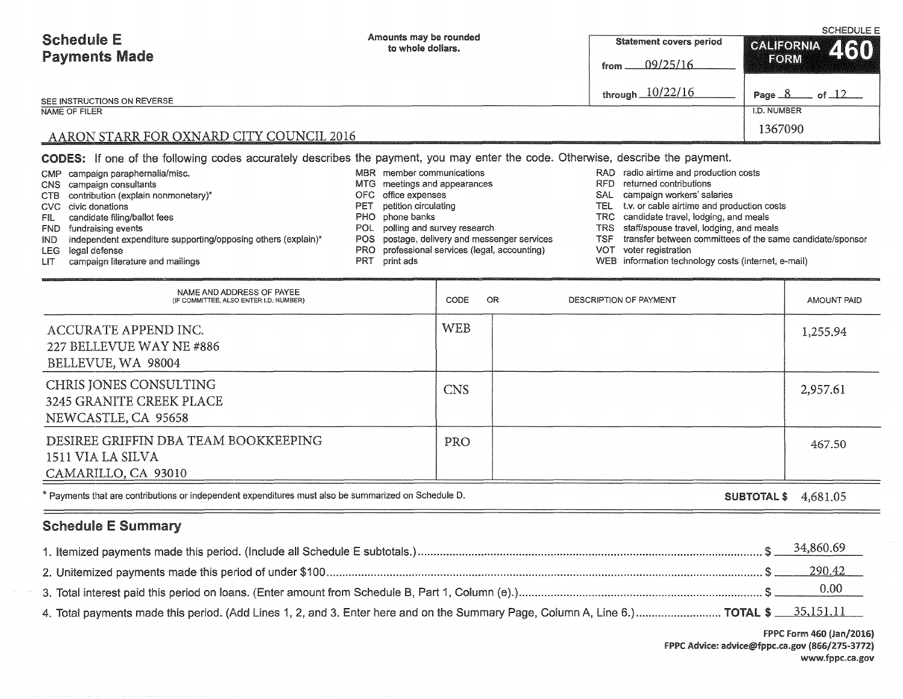# Schedule E
## Payments Made

Amounts may be rounded to whole dollars.

SEE INSTRUCTIONS ON REVERSE

SCHEDULE E

**CALIFORNIA FORM 460**

Statement covers period from 09/25/16 through 10/22/16

Page 8 of 12

NAME OF FILER: AARON STARR FOR OXNARD CITY COUNCIL 2016

I.D. NUMBER: 1367090

**CODES:** If one of the following codes accurately describes the payment, you may enter the code. Otherwise, describe the payment.

- CMP campaign paraphernalia/misc.
- CNS campaign consultants
- CTB contribution (explain nonmonetary)*
- CVC civic donations
- FIL candidate filing/ballot fees
- FND fundraising events
- IND independent expenditure supporting/opposing others (explain)*
- LEG legal defense
- LIT campaign literature and mailings
- MBR member communications
- MTG meetings and appearances
- OFC office expenses
- PET petition circulating
- PHO phone banks
- POL polling and survey research
- POS postage, delivery and messenger services
- PRO professional services (legal, accounting)
- PRT print ads
- RAD radio airtime and production costs
- RFD returned contributions
- SAL campaign workers' salaries
- TEL t.v. or cable airtime and production costs
- TRC candidate travel, lodging, and meals
- TRS staff/spouse travel, lodging, and meals
- TSF transfer between committees of the same candidate/sponsor
- VOT voter registration
- WEB information technology costs (internet, e-mail)

| NAME AND ADDRESS OF PAYEE (IF COMMITTEE, ALSO ENTER I.D. NUMBER) | CODE | OR DESCRIPTION OF PAYMENT | AMOUNT PAID |
|---|---|---|---|
| ACCURATE APPEND INC.<br>227 BELLEVUE WAY NE #886<br>BELLEVUE, WA 98004 | WEB | | 1,255.94 |
| CHRIS JONES CONSULTING<br>3245 GRANITE CREEK PLACE<br>NEWCASTLE, CA 95658 | CNS | | 2,957.61 |
| DESIREE GRIFFIN DBA TEAM BOOKKEEPING<br>1511 VIA LA SILVA<br>CAMARILLO, CA 93010 | PRO | | 467.50 |

\* Payments that are contributions or independent expenditures must also be summarized on Schedule D.

**SUBTOTAL $** 4,681.05

## Schedule E Summary

1. Itemized payments made this period. (Include all Schedule E subtotals.) $ 34,860.69
2. Unitemized payments made this period of under $100 $ 290.42
3. Total interest paid this period on loans. (Enter amount from Schedule B, Part 1, Column (e).) $ 0.00
4. Total payments made this period. (Add Lines 1, 2, and 3. Enter here and on the Summary Page, Column A, Line 6.) **TOTAL $** 35,151.11

FPPC Form 460 (Jan/2016)
FPPC Advice: advice@fppc.ca.gov (866/275-3772)
www.fppc.ca.gov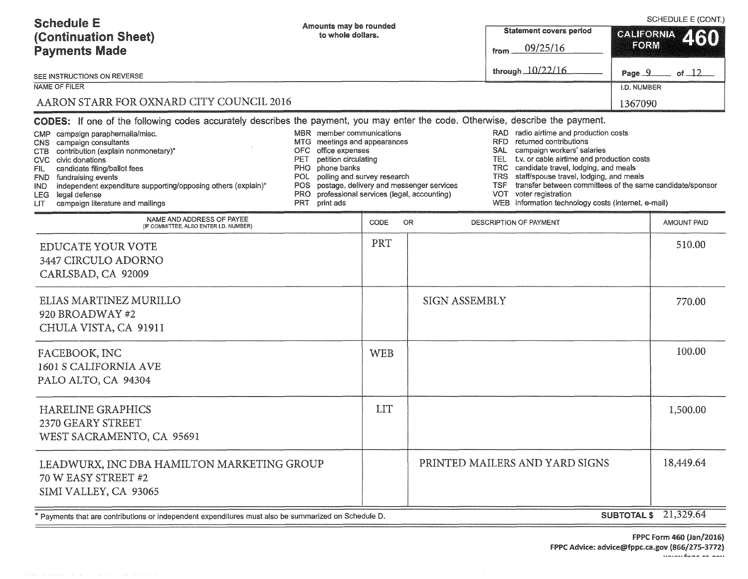# Schedule E (Continuation Sheet) Payments Made

SCHEDULE E (CONT.)

Amounts may be rounded to whole dollars.

Statement covers period from 09/25/16 through 10/22/16

**CALIFORNIA FORM 460**

SEE INSTRUCTIONS ON REVERSE

NAME OF FILER: AARON STARR FOR OXNARD CITY COUNCIL 2016

I.D. NUMBER: 1367090

**CODES:** If one of the following codes accurately describes the payment, you may enter the code. Otherwise, describe the payment.

- CMP campaign paraphernalia/misc.
- CNS campaign consultants
- CTB contribution (explain nonmonetary)*
- CVC civic donations
- FIL candidate filing/ballot fees
- FND fundraising events
- IND independent expenditure supporting/opposing others (explain)*
- LEG legal defense
- LIT campaign literature and mailings
- MBR member communications
- MTG meetings and appearances
- OFC office expenses
- PET petition circulating
- PHO phone banks
- POL polling and survey research
- POS postage, delivery and messenger services
- PRO professional services (legal, accounting)
- PRT print ads
- RAD radio airtime and production costs
- RFD returned contributions
- SAL campaign workers' salaries
- TEL t.v. or cable airtime and production costs
- TRC candidate travel, lodging, and meals
- TRS staff/spouse travel, lodging, and meals
- TSF transfer between committees of the same candidate/sponsor
- VOT voter registration
- WEB information technology costs (internet, e-mail)

| NAME AND ADDRESS OF PAYEE (IF COMMITTEE, ALSO ENTER I.D. NUMBER) | CODE | OR DESCRIPTION OF PAYMENT | AMOUNT PAID |
|---|---|---|---|
| EDUCATE YOUR VOTE<br>3447 CIRCULO ADORNO<br>CARLSBAD, CA 92009 | PRT | | 510.00 |
| ELIAS MARTINEZ MURILLO<br>920 BROADWAY #2<br>CHULA VISTA, CA 91911 | | SIGN ASSEMBLY | 770.00 |
| FACEBOOK, INC<br>1601 S CALIFORNIA AVE<br>PALO ALTO, CA 94304 | WEB | | 100.00 |
| HARELINE GRAPHICS<br>2370 GEARY STREET<br>WEST SACRAMENTO, CA 95691 | LIT | | 1,500.00 |
| LEADWURX, INC DBA HAMILTON MARKETING GROUP<br>70 W EASY STREET #2<br>SIMI VALLEY, CA 93065 | | PRINTED MAILERS AND YARD SIGNS | 18,449.64 |
| | | **SUBTOTAL $** | 21,329.64 |

\* Payments that are contributions or independent expenditures must also be summarized on Schedule D.

FPPC Form 460 (Jan/2016)
FPPC Advice: advice@fppc.ca.gov (866/275-3772)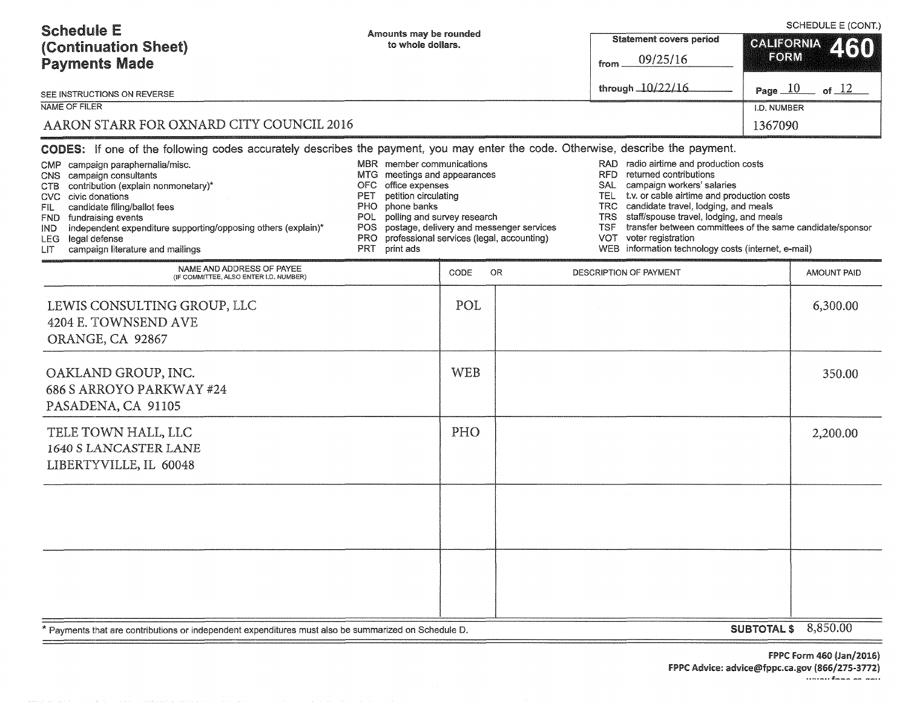# Schedule E (Continuation Sheet) Payments Made

SCHEDULE E (CONT.)

Amounts may be rounded to whole dollars.

SEE INSTRUCTIONS ON REVERSE

Statement covers period from 09/25/16 through 10/22/16

CALIFORNIA FORM 460

NAME OF FILER: AARON STARR FOR OXNARD CITY COUNCIL 2016

I.D. NUMBER: 1367090

**CODES:** If one of the following codes accurately describes the payment, you may enter the code. Otherwise, describe the payment.

- CMP campaign paraphernalia/misc.
- CNS campaign consultants
- CTB contribution (explain nonmonetary)*
- CVC civic donations
- FIL candidate filing/ballot fees
- FND fundraising events
- IND independent expenditure supporting/opposing others (explain)*
- LEG legal defense
- LIT campaign literature and mailings
- MBR member communications
- MTG meetings and appearances
- OFC office expenses
- PET petition circulating
- PHO phone banks
- POL polling and survey research
- POS postage, delivery and messenger services
- PRO professional services (legal, accounting)
- PRT print ads
- RAD radio airtime and production costs
- RFD returned contributions
- SAL campaign workers' salaries
- TEL t.v. or cable airtime and production costs
- TRC candidate travel, lodging, and meals
- TRS staff/spouse travel, lodging, and meals
- TSF transfer between committees of the same candidate/sponsor
- VOT voter registration
- WEB information technology costs (internet, e-mail)

| NAME AND ADDRESS OF PAYEE (IF COMMITTEE, ALSO ENTER I.D. NUMBER) | CODE | OR DESCRIPTION OF PAYMENT | AMOUNT PAID |
|---|---|---|---|
| LEWIS CONSULTING GROUP, LLC<br>4204 E. TOWNSEND AVE<br>ORANGE, CA 92867 | POL | | 6,300.00 |
| OAKLAND GROUP, INC.<br>686 S ARROYO PARKWAY #24<br>PASADENA, CA 91105 | WEB | | 350.00 |
| TELE TOWN HALL, LLC<br>1640 S LANCASTER LANE<br>LIBERTYVILLE, IL 60048 | PHO | | 2,200.00 |
| | | | |
| | | | |

* Payments that are contributions or independent expenditures must also be summarized on Schedule D.

**SUBTOTAL $** 8,850.00

FPPC Form 460 (Jan/2016)
FPPC Advice: advice@fppc.ca.gov (866/275-3772)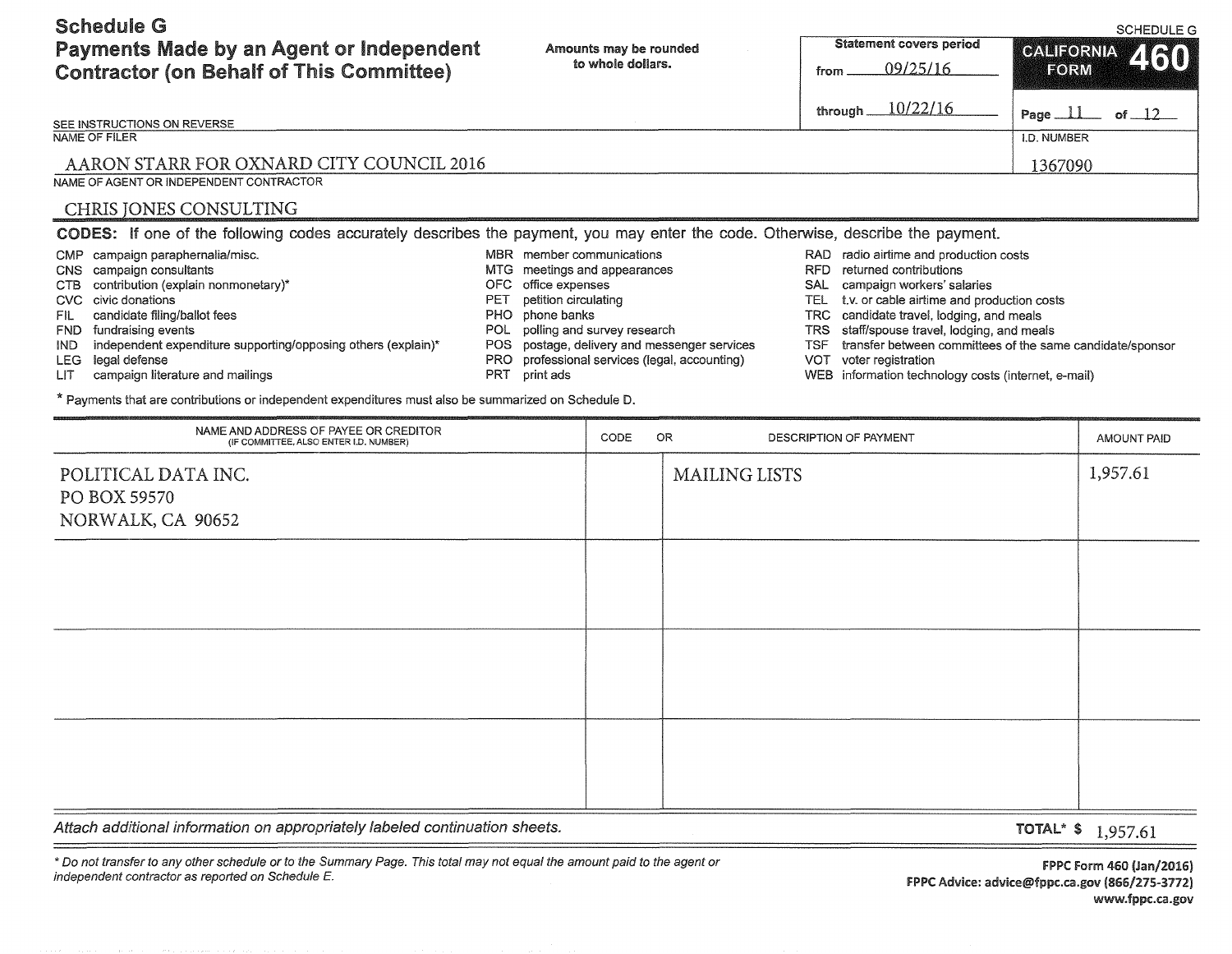# Schedule G
## Payments Made by an Agent or Independent Contractor (on Behalf of This Committee)

Amounts may be rounded to whole dollars.

Statement covers period from 09/25/16 through 10/22/16

SCHEDULE G — CALIFORNIA FORM 460

Page 11 of 12

SEE INSTRUCTIONS ON REVERSE

NAME OF FILER: AARON STARR FOR OXNARD CITY COUNCIL 2016

I.D. NUMBER: 1367090

NAME OF AGENT OR INDEPENDENT CONTRACTOR: CHRIS JONES CONSULTING

**CODES:** If one of the following codes accurately describes the payment, you may enter the code. Otherwise, describe the payment.

- CMP campaign paraphernalia/misc.
- CNS campaign consultants
- CTB contribution (explain nonmonetary)*
- CVC civic donations
- FIL candidate filing/ballot fees
- FND fundraising events
- IND independent expenditure supporting/opposing others (explain)*
- LEG legal defense
- LIT campaign literature and mailings
- MBR member communications
- MTG meetings and appearances
- OFC office expenses
- PET petition circulating
- PHO phone banks
- POL polling and survey research
- POS postage, delivery and messenger services
- PRO professional services (legal, accounting)
- PRT print ads
- RAD radio airtime and production costs
- RFD returned contributions
- SAL campaign workers' salaries
- TEL t.v. or cable airtime and production costs
- TRC candidate travel, lodging, and meals
- TRS staff/spouse travel, lodging, and meals
- TSF transfer between committees of the same candidate/sponsor
- VOT voter registration
- WEB information technology costs (internet, e-mail)

\* Payments that are contributions or independent expenditures must also be summarized on Schedule D.

| NAME AND ADDRESS OF PAYEE OR CREDITOR (IF COMMITTEE, ALSO ENTER I.D. NUMBER) | CODE | OR DESCRIPTION OF PAYMENT | AMOUNT PAID |
|---|---|---|---|
| POLITICAL DATA INC.<br>PO BOX 59570<br>NORWALK, CA 90652 | | MAILING LISTS | 1,957.61 |
| | | | |
| | | | |
| | | | |

*Attach additional information on appropriately labeled continuation sheets.*

**TOTAL\* $** 1,957.61

*\* Do not transfer to any other schedule or to the Summary Page. This total may not equal the amount paid to the agent or independent contractor as reported on Schedule E.*

FPPC Form 460 (Jan/2016)
FPPC Advice: advice@fppc.ca.gov (866/275-3772)
www.fppc.ca.gov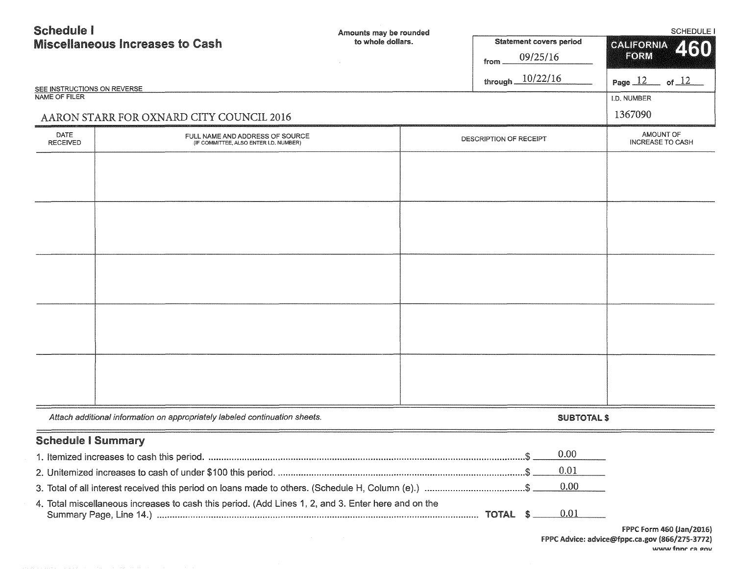# Schedule I
## Miscellaneous Increases to Cash

Amounts may be rounded to whole dollars.

SCHEDULE I

CALIFORNIA FORM 460

Statement covers period from 09/25/16 through 10/22/16

SEE INSTRUCTIONS ON REVERSE

NAME OF FILER: AARON STARR FOR OXNARD CITY COUNCIL 2016

I.D. NUMBER: 1367090

| DATE RECEIVED | FULL NAME AND ADDRESS OF SOURCE (IF COMMITTEE, ALSO ENTER I.D. NUMBER) | DESCRIPTION OF RECEIPT | AMOUNT OF INCREASE TO CASH |
|---|---|---|---|
| | | | |
| | | | |
| | | | |
| | | | |
| | | | |

*Attach additional information on appropriately labeled continuation sheets.*

**SUBTOTAL $**

## Schedule I Summary

1. Itemized increases to cash this period. ............ $ 0.00
2. Unitemized increases to cash of under $100 this period. ............ $ 0.01
3. Total of all interest received this period on loans made to others. (Schedule H, Column (e).) ............ $ 0.00
4. Total miscellaneous increases to cash this period. (Add Lines 1, 2, and 3. Enter here and on the Summary Page, Line 14.) ............ **TOTAL $** 0.01

FPPC Form 460 (Jan/2016)
FPPC Advice: advice@fppc.ca.gov (866/275-3772)
www.fppc.ca.gov